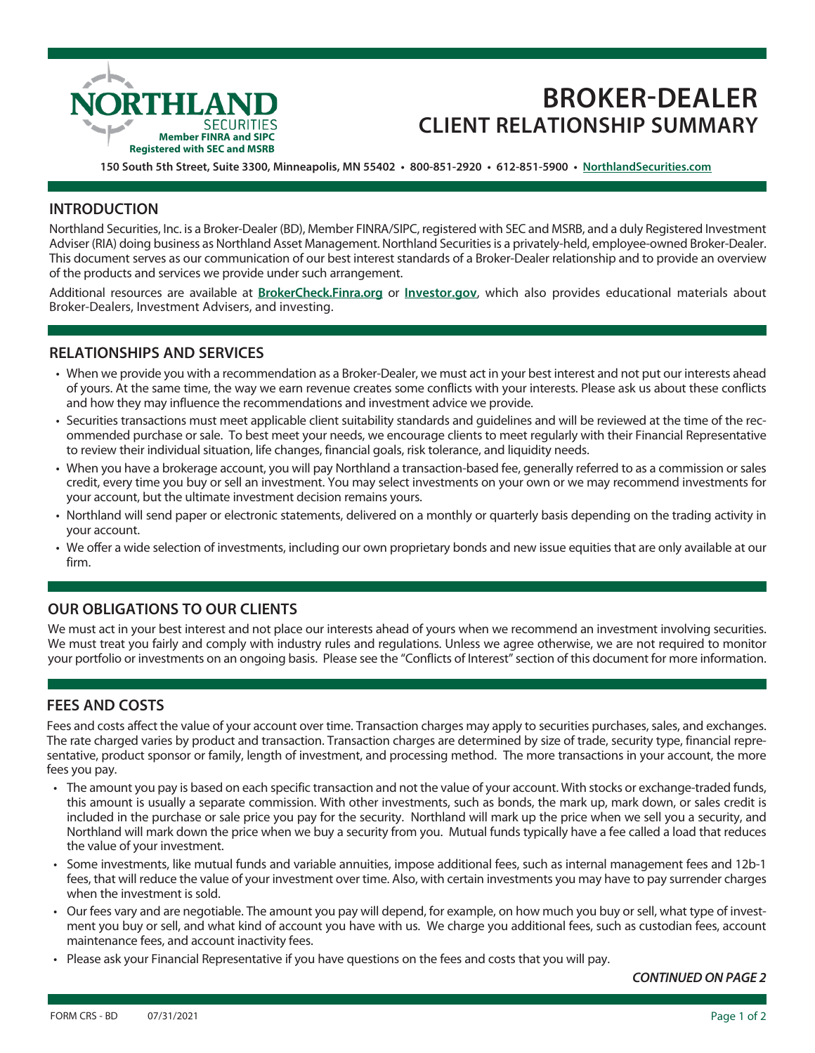# BROKER-DEALER CLIENT RELATIONSHIP SUMMARY

**NORTHLAND SECURITIES**
**Member FINRA and SIPC**
**Registered with SEC and MSRB**

**150 South 5th Street, Suite 3300, Minneapolis, MN 55402 • 800-851-2920 • 612-851-5900 • NorthlandSecurities.com**

## INTRODUCTION

Northland Securities, Inc. is a Broker-Dealer (BD), Member FINRA/SIPC, registered with SEC and MSRB, and a duly Registered Investment Adviser (RIA) doing business as Northland Asset Management. Northland Securities is a privately-held, employee-owned Broker-Dealer. This document serves as our communication of our best interest standards of a Broker-Dealer relationship and to provide an overview of the products and services we provide under such arrangement.

Additional resources are available at **BrokerCheck.Finra.org** or **Investor.gov**, which also provides educational materials about Broker-Dealers, Investment Advisers, and investing.

## RELATIONSHIPS AND SERVICES

- When we provide you with a recommendation as a Broker-Dealer, we must act in your best interest and not put our interests ahead of yours. At the same time, the way we earn revenue creates some conflicts with your interests. Please ask us about these conflicts and how they may influence the recommendations and investment advice we provide.
- Securities transactions must meet applicable client suitability standards and guidelines and will be reviewed at the time of the recommended purchase or sale. To best meet your needs, we encourage clients to meet regularly with their Financial Representative to review their individual situation, life changes, financial goals, risk tolerance, and liquidity needs.
- When you have a brokerage account, you will pay Northland a transaction-based fee, generally referred to as a commission or sales credit, every time you buy or sell an investment. You may select investments on your own or we may recommend investments for your account, but the ultimate investment decision remains yours.
- Northland will send paper or electronic statements, delivered on a monthly or quarterly basis depending on the trading activity in your account.
- We offer a wide selection of investments, including our own proprietary bonds and new issue equities that are only available at our firm.

## OUR OBLIGATIONS TO OUR CLIENTS

We must act in your best interest and not place our interests ahead of yours when we recommend an investment involving securities. We must treat you fairly and comply with industry rules and regulations. Unless we agree otherwise, we are not required to monitor your portfolio or investments on an ongoing basis. Please see the "Conflicts of Interest" section of this document for more information.

## FEES AND COSTS

Fees and costs affect the value of your account over time. Transaction charges may apply to securities purchases, sales, and exchanges. The rate charged varies by product and transaction. Transaction charges are determined by size of trade, security type, financial representative, product sponsor or family, length of investment, and processing method. The more transactions in your account, the more fees you pay.

- The amount you pay is based on each specific transaction and not the value of your account. With stocks or exchange-traded funds, this amount is usually a separate commission. With other investments, such as bonds, the mark up, mark down, or sales credit is included in the purchase or sale price you pay for the security. Northland will mark up the price when we sell you a security, and Northland will mark down the price when we buy a security from you. Mutual funds typically have a fee called a load that reduces the value of your investment.
- Some investments, like mutual funds and variable annuities, impose additional fees, such as internal management fees and 12b-1 fees, that will reduce the value of your investment over time. Also, with certain investments you may have to pay surrender charges when the investment is sold.
- Our fees vary and are negotiable. The amount you pay will depend, for example, on how much you buy or sell, what type of investment you buy or sell, and what kind of account you have with us. We charge you additional fees, such as custodian fees, account maintenance fees, and account inactivity fees.
- Please ask your Financial Representative if you have questions on the fees and costs that you will pay.

***CONTINUED ON PAGE 2***

FORM CRS - BD 07/31/2021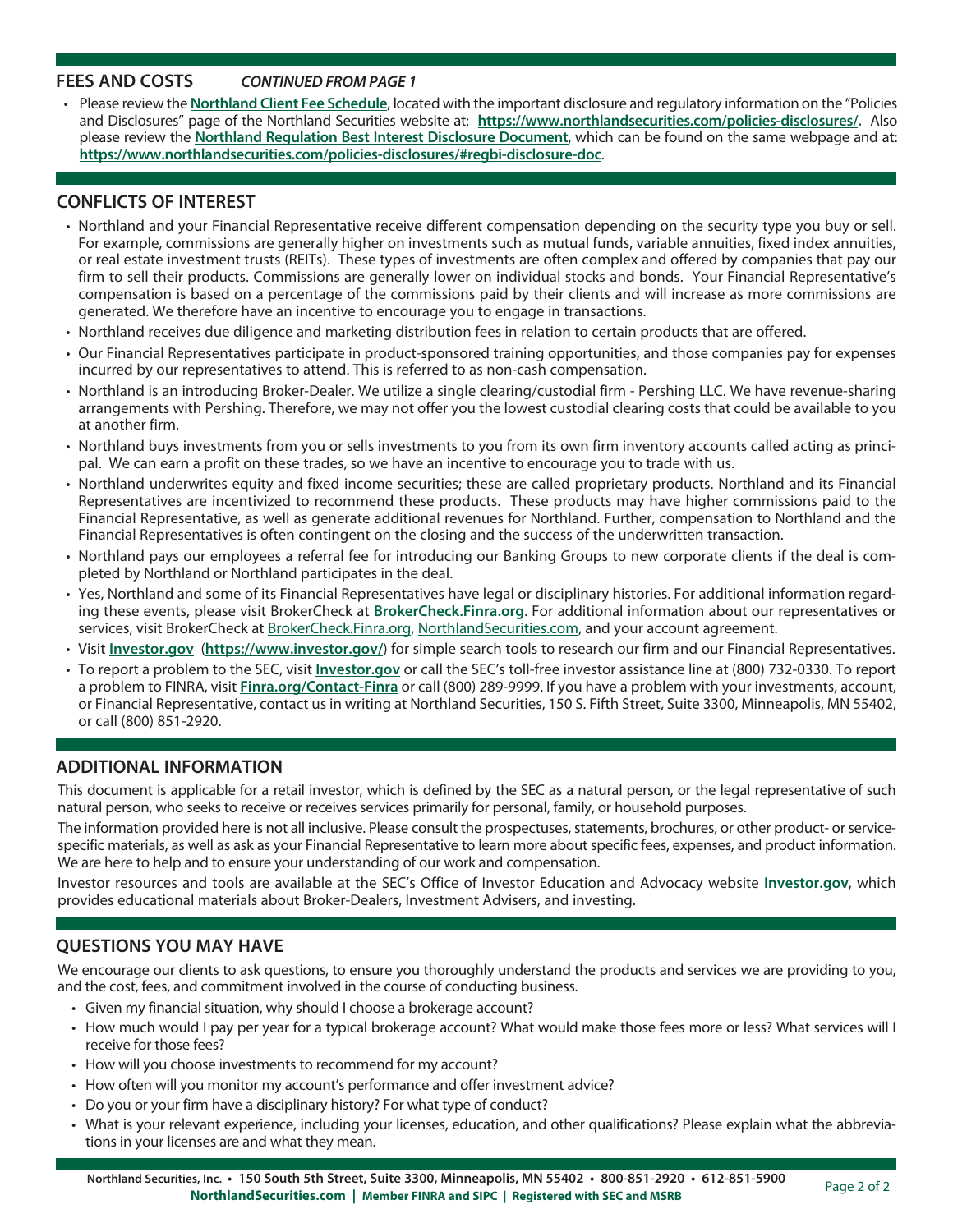## FEES AND COSTS *CONTINUED FROM PAGE 1*

- Please review the **Northland Client Fee Schedule**, located with the important disclosure and regulatory information on the "Policies and Disclosures" page of the Northland Securities website at: **https://www.northlandsecurities.com/policies-disclosures/.** Also please review the **Northland Regulation Best Interest Disclosure Document**, which can be found on the same webpage and at: **https://www.northlandsecurities.com/policies-disclosures/#regbi-disclosure-doc**.

## CONFLICTS OF INTEREST

- Northland and your Financial Representative receive different compensation depending on the security type you buy or sell. For example, commissions are generally higher on investments such as mutual funds, variable annuities, fixed index annuities, or real estate investment trusts (REITs). These types of investments are often complex and offered by companies that pay our firm to sell their products. Commissions are generally lower on individual stocks and bonds. Your Financial Representative's compensation is based on a percentage of the commissions paid by their clients and will increase as more commissions are generated. We therefore have an incentive to encourage you to engage in transactions.
- Northland receives due diligence and marketing distribution fees in relation to certain products that are offered.
- Our Financial Representatives participate in product-sponsored training opportunities, and those companies pay for expenses incurred by our representatives to attend. This is referred to as non-cash compensation.
- Northland is an introducing Broker-Dealer. We utilize a single clearing/custodial firm - Pershing LLC. We have revenue-sharing arrangements with Pershing. Therefore, we may not offer you the lowest custodial clearing costs that could be available to you at another firm.
- Northland buys investments from you or sells investments to you from its own firm inventory accounts called acting as principal. We can earn a profit on these trades, so we have an incentive to encourage you to trade with us.
- Northland underwrites equity and fixed income securities; these are called proprietary products. Northland and its Financial Representatives are incentivized to recommend these products. These products may have higher commissions paid to the Financial Representative, as well as generate additional revenues for Northland. Further, compensation to Northland and the Financial Representatives is often contingent on the closing and the success of the underwritten transaction.
- Northland pays our employees a referral fee for introducing our Banking Groups to new corporate clients if the deal is completed by Northland or Northland participates in the deal.
- Yes, Northland and some of its Financial Representatives have legal or disciplinary histories. For additional information regarding these events, please visit BrokerCheck at **BrokerCheck.Finra.org**. For additional information about our representatives or services, visit BrokerCheck at BrokerCheck.Finra.org, NorthlandSecurities.com, and your account agreement.
- Visit **Investor.gov** (**https://www.investor.gov/**) for simple search tools to research our firm and our Financial Representatives.
- To report a problem to the SEC, visit **Investor.gov** or call the SEC's toll-free investor assistance line at (800) 732-0330. To report a problem to FINRA, visit **Finra.org/Contact-Finra** or call (800) 289-9999. If you have a problem with your investments, account, or Financial Representative, contact us in writing at Northland Securities, 150 S. Fifth Street, Suite 3300, Minneapolis, MN 55402, or call (800) 851-2920.

## ADDITIONAL INFORMATION

This document is applicable for a retail investor, which is defined by the SEC as a natural person, or the legal representative of such natural person, who seeks to receive or receives services primarily for personal, family, or household purposes.

The information provided here is not all inclusive. Please consult the prospectuses, statements, brochures, or other product- or service-specific materials, as well as ask as your Financial Representative to learn more about specific fees, expenses, and product information. We are here to help and to ensure your understanding of our work and compensation.

Investor resources and tools are available at the SEC's Office of Investor Education and Advocacy website **Investor.gov**, which provides educational materials about Broker-Dealers, Investment Advisers, and investing.

## QUESTIONS YOU MAY HAVE

We encourage our clients to ask questions, to ensure you thoroughly understand the products and services we are providing to you, and the cost, fees, and commitment involved in the course of conducting business.

- Given my financial situation, why should I choose a brokerage account?
- How much would I pay per year for a typical brokerage account? What would make those fees more or less? What services will I receive for those fees?
- How will you choose investments to recommend for my account?
- How often will you monitor my account's performance and offer investment advice?
- Do you or your firm have a disciplinary history? For what type of conduct?
- What is your relevant experience, including your licenses, education, and other qualifications? Please explain what the abbreviations in your licenses are and what they mean.

**Northland Securities, Inc. • 150 South 5th Street, Suite 3300, Minneapolis, MN 55402 • 800-851-2920 • 612-851-5900**
**NorthlandSecurities.com | Member FINRA and SIPC | Registered with SEC and MSRB**